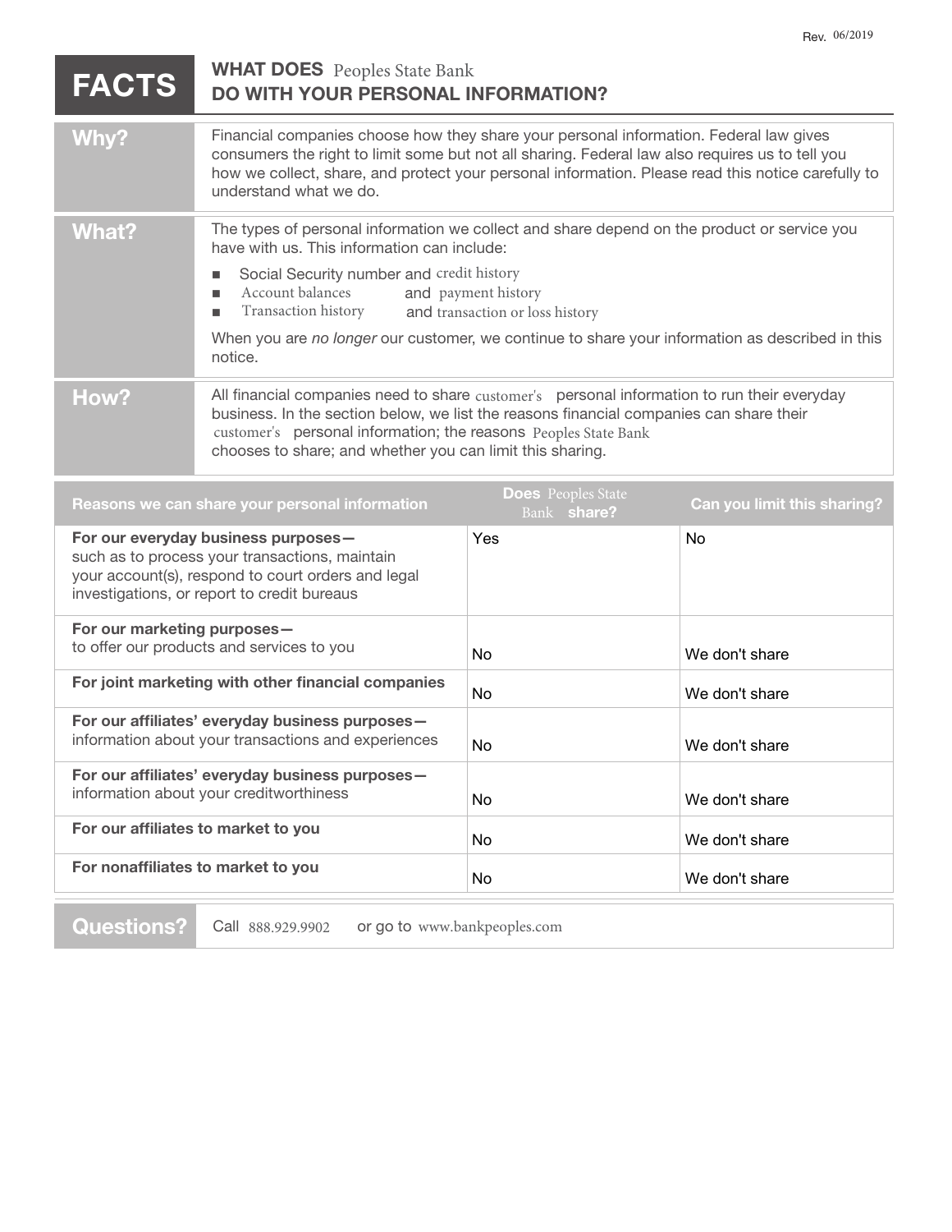Rev. 06/2019

# FACTS — WHAT DOES Peoples State Bank DO WITH YOUR PERSONAL INFORMATION?

| | |
|---|---|
| **Why?** | Financial companies choose how they share your personal information. Federal law gives consumers the right to limit some but not all sharing. Federal law also requires us to tell you how we collect, share, and protect your personal information. Please read this notice carefully to understand what we do. |
| **What?** | The types of personal information we collect and share depend on the product or service you have with us. This information can include:<br>■ Social Security number and credit history<br>■ Account balances and payment history<br>■ Transaction history and transaction or loss history<br><br>When you are *no longer* our customer, we continue to share your information as described in this notice. |
| **How?** | All financial companies need to share customer's personal information to run their everyday business. In the section below, we list the reasons financial companies can share their customer's personal information; the reasons Peoples State Bank chooses to share; and whether you can limit this sharing. |

| Reasons we can share your personal information | Does Peoples State Bank share? | Can you limit this sharing? |
|---|---|---|
| **For our everyday business purposes—** such as to process your transactions, maintain your account(s), respond to court orders and legal investigations, or report to credit bureaus | Yes | No |
| **For our marketing purposes—** to offer our products and services to you | No | We don't share |
| **For joint marketing with other financial companies** | No | We don't share |
| **For our affiliates' everyday business purposes—** information about your transactions and experiences | No | We don't share |
| **For our affiliates' everyday business purposes—** information about your creditworthiness | No | We don't share |
| **For our affiliates to market to you** | No | We don't share |
| **For nonaffiliates to market to you** | No | We don't share |

**Questions?** Call 888.929.9902 or go to www.bankpeoples.com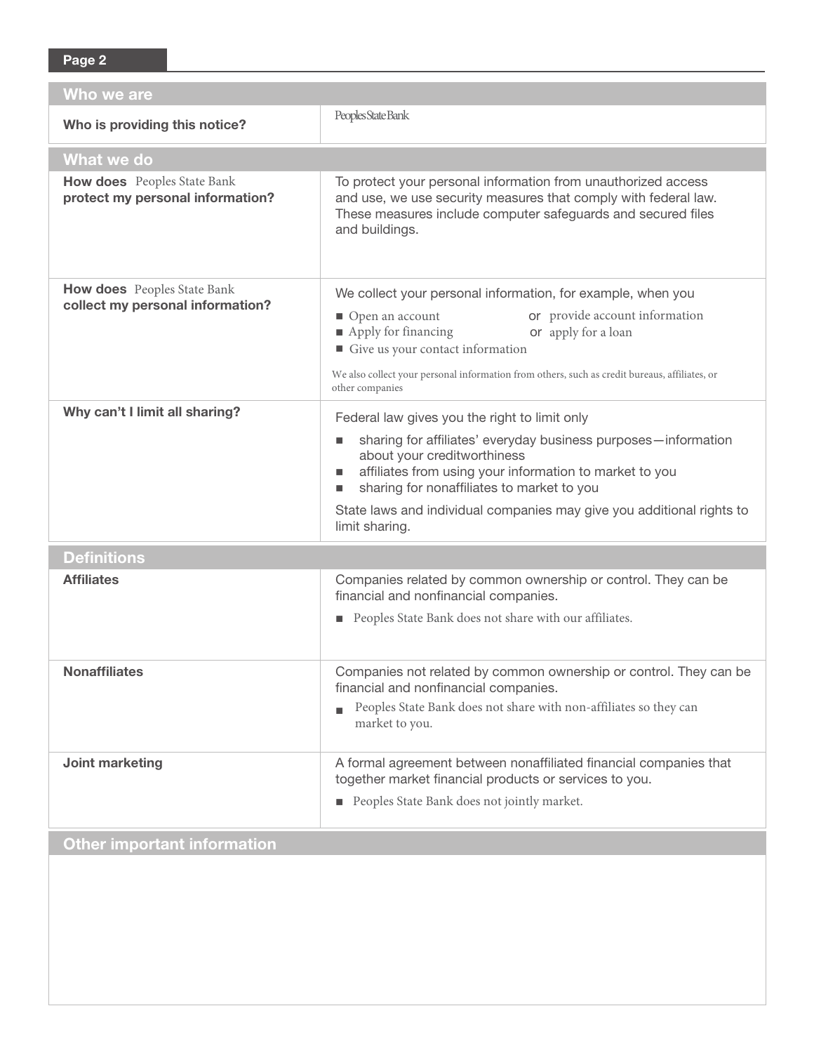## Who we are

| | |
|---|---|
| **Who is providing this notice?** | Peoples State Bank |

## What we do

| | |
|---|---|
| **How does** Peoples State Bank **protect my personal information?** | To protect your personal information from unauthorized access and use, we use security measures that comply with federal law. These measures include computer safeguards and secured files and buildings. |
| **How does** Peoples State Bank **collect my personal information?** | We collect your personal information, for example, when you<br>■ Open an account or provide account information<br>■ Apply for financing or apply for a loan<br>■ Give us your contact information<br><br>We also collect your personal information from others, such as credit bureaus, affiliates, or other companies |
| **Why can't I limit all sharing?** | Federal law gives you the right to limit only<br>■ sharing for affiliates' everyday business purposes—information about your creditworthiness<br>■ affiliates from using your information to market to you<br>■ sharing for nonaffiliates to market to you<br><br>State laws and individual companies may give you additional rights to limit sharing. |

## Definitions

| | |
|---|---|
| **Affiliates** | Companies related by common ownership or control. They can be financial and nonfinancial companies.<br>■ Peoples State Bank does not share with our affiliates. |
| **Nonaffiliates** | Companies not related by common ownership or control. They can be financial and nonfinancial companies.<br>■ Peoples State Bank does not share with non-affiliates so they can market to you. |
| **Joint marketing** | A formal agreement between nonaffiliated financial companies that together market financial products or services to you.<br>■ Peoples State Bank does not jointly market. |

## Other important information